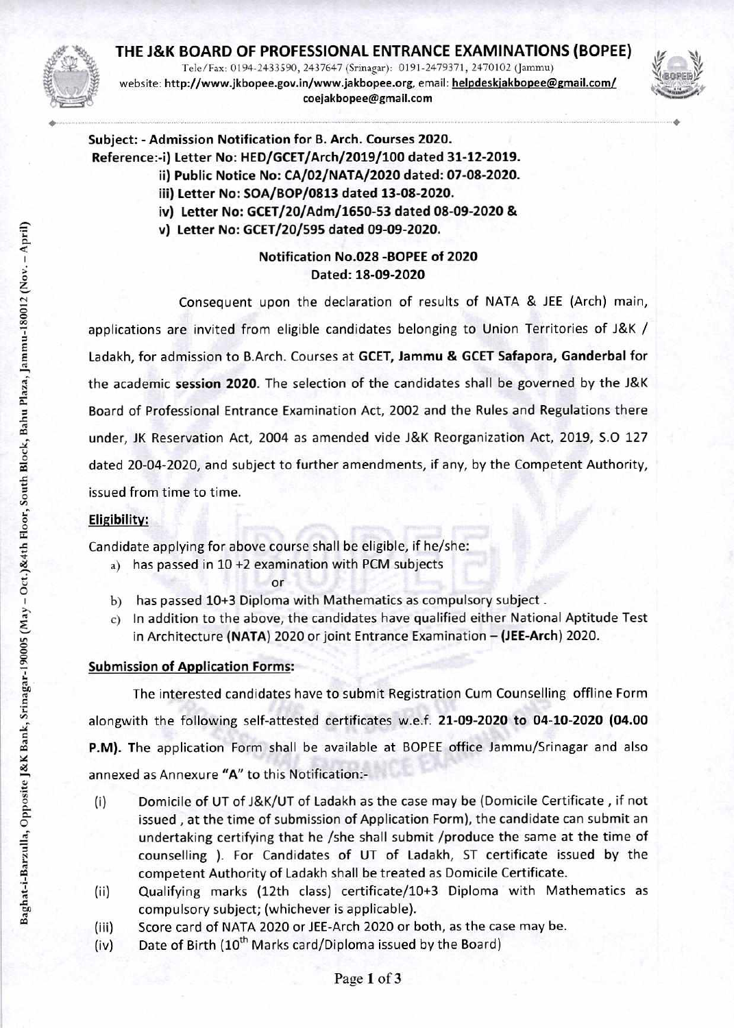# THE J&K BOARD OF PROFESSIONAL ENTRANCE EXAMINATIONS (BOPEE)

Tele/Fax: 0194-2433590, 2437647 (Srinagar): 0191-2479371, 2470102 (Jammu)
website: http://www.jkbopee.gov.in/www.jakbopee.org, email: helpdeskjakbopee@gmail.com/ coejakbopee@gmail.com

Baghat-i-Barzulla, Opposite J&K Bank, Srinagar-190005 (May – Oct.)&4th Floor, South Block, Bahu Plaza, Jammu-180012 (Nov. – April)

**Subject: - Admission Notification for B. Arch. Courses 2020.**

**Reference:-i) Letter No: HED/GCET/Arch/2019/100 dated 31-12-2019.**
**ii) Public Notice No: CA/02/NATA/2020 dated: 07-08-2020.**
**iii) Letter No: SOA/BOP/0813 dated 13-08-2020.**
**iv) Letter No: GCET/20/Adm/1650-53 dated 08-09-2020 &**
**v) Letter No: GCET/20/595 dated 09-09-2020.**

**Notification No.028 -BOPEE of 2020**
**Dated: 18-09-2020**

Consequent upon the declaration of results of NATA & JEE (Arch) main, applications are invited from eligible candidates belonging to Union Territories of J&K / Ladakh, for admission to B.Arch. Courses at **GCET, Jammu & GCET Safapora, Ganderbal** for the academic **session 2020**. The selection of the candidates shall be governed by the J&K Board of Professional Entrance Examination Act, 2002 and the Rules and Regulations there under, JK Reservation Act, 2004 as amended vide J&K Reorganization Act, 2019, S.O 127 dated 20-04-2020, and subject to further amendments, if any, by the Competent Authority, issued from time to time.

## Eligibility:

Candidate applying for above course shall be eligible, if he/she:

a) has passed in 10 +2 examination with PCM subjects

or

b) has passed 10+3 Diploma with Mathematics as compulsory subject .

c) In addition to the above, the candidates have qualified either National Aptitude Test in Architecture **(NATA)** 2020 or joint Entrance Examination – **(JEE-Arch)** 2020.

## Submission of Application Forms:

The interested candidates have to submit Registration Cum Counselling offline Form alongwith the following self-attested certificates w.e.f. **21-09-2020 to 04-10-2020 (04.00 P.M).** The application Form shall be available at BOPEE office Jammu/Srinagar and also annexed as Annexure **"A"** to this Notification:-

(i) Domicile of UT of J&K/UT of Ladakh as the case may be (Domicile Certificate , if not issued , at the time of submission of Application Form), the candidate can submit an undertaking certifying that he /she shall submit /produce the same at the time of counselling ). For Candidates of UT of Ladakh, ST certificate issued by the competent Authority of Ladakh shall be treated as Domicile Certificate.

(ii) Qualifying marks (12th class) certificate/10+3 Diploma with Mathematics as compulsory subject; (whichever is applicable).

(iii) Score card of NATA 2020 or JEE-Arch 2020 or both, as the case may be.

(iv) Date of Birth (10th Marks card/Diploma issued by the Board)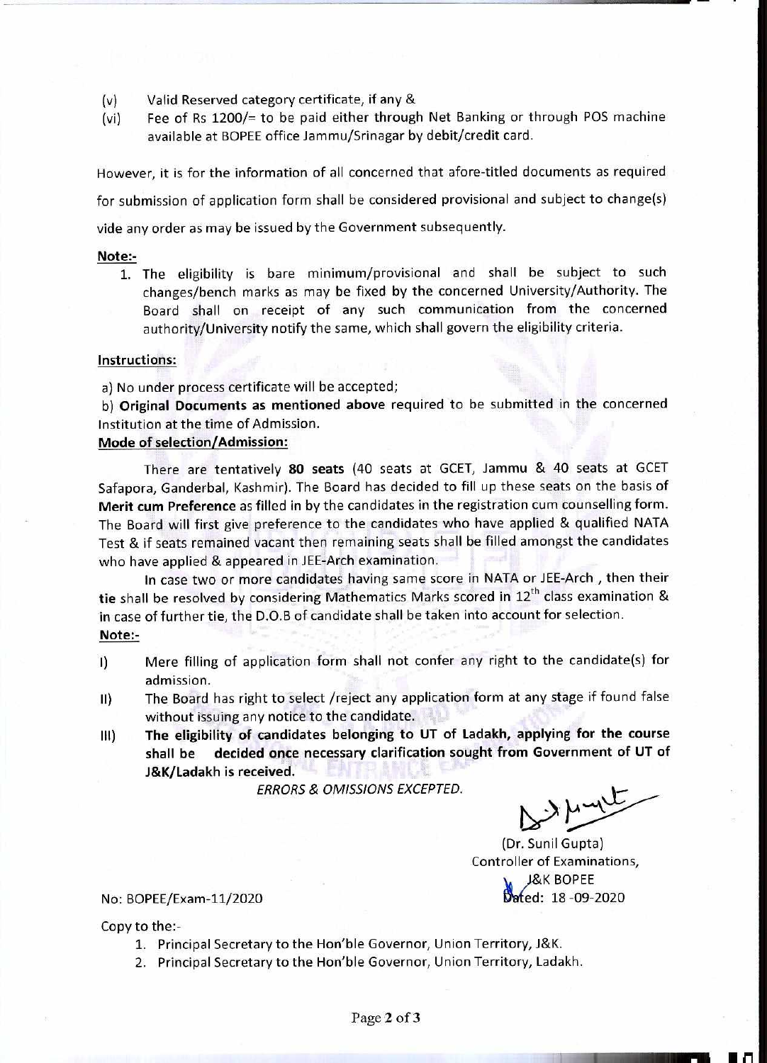(v) Valid Reserved category certificate, if any &

(vi) Fee of Rs 1200/= to be paid either through Net Banking or through POS machine available at BOPEE office Jammu/Srinagar by debit/credit card.

However, it is for the information of all concerned that afore-titled documents as required for submission of application form shall be considered provisional and subject to change(s) vide any order as may be issued by the Government subsequently.

**Note:-**

1. The eligibility is bare minimum/provisional and shall be subject to such changes/bench marks as may be fixed by the concerned University/Authority. The Board shall on receipt of any such communication from the concerned authority/University notify the same, which shall govern the eligibility criteria.

**Instructions:**

a) No under process certificate will be accepted;

b) **Original Documents as mentioned above** required to be submitted in the concerned Institution at the time of Admission.

**Mode of selection/Admission:**

There are tentatively **80 seats** (40 seats at GCET, Jammu & 40 seats at GCET Safapora, Ganderbal, Kashmir). The Board has decided to fill up these seats on the basis of **Merit cum Preference** as filled in by the candidates in the registration cum counselling form. The Board will first give preference to the candidates who have applied & qualified NATA Test & if seats remained vacant then remaining seats shall be filled amongst the candidates who have applied & appeared in JEE-Arch examination.

In case two or more candidates having same score in NATA or JEE-Arch , then their **tie** shall be resolved by considering Mathematics Marks scored in 12th class examination & in case of further tie, the D.O.B of candidate shall be taken into account for selection.

**Note:-**

I) Mere filling of application form shall not confer any right to the candidate(s) for admission.

II) The Board has right to select /reject any application form at any stage if found false without issuing any notice to the candidate.

III) **The eligibility of candidates belonging to UT of Ladakh, applying for the course shall be decided once necessary clarification sought from Government of UT of J&K/Ladakh is received.**

*ERRORS & OMISSIONS EXCEPTED.*

(Dr. Sunil Gupta)
Controller of Examinations,
J&K BOPEE

No: BOPEE/Exam-11/2020

Dated: 18-09-2020

Copy to the:-

1. Principal Secretary to the Hon'ble Governor, Union Territory, J&K.
2. Principal Secretary to the Hon'ble Governor, Union Territory, Ladakh.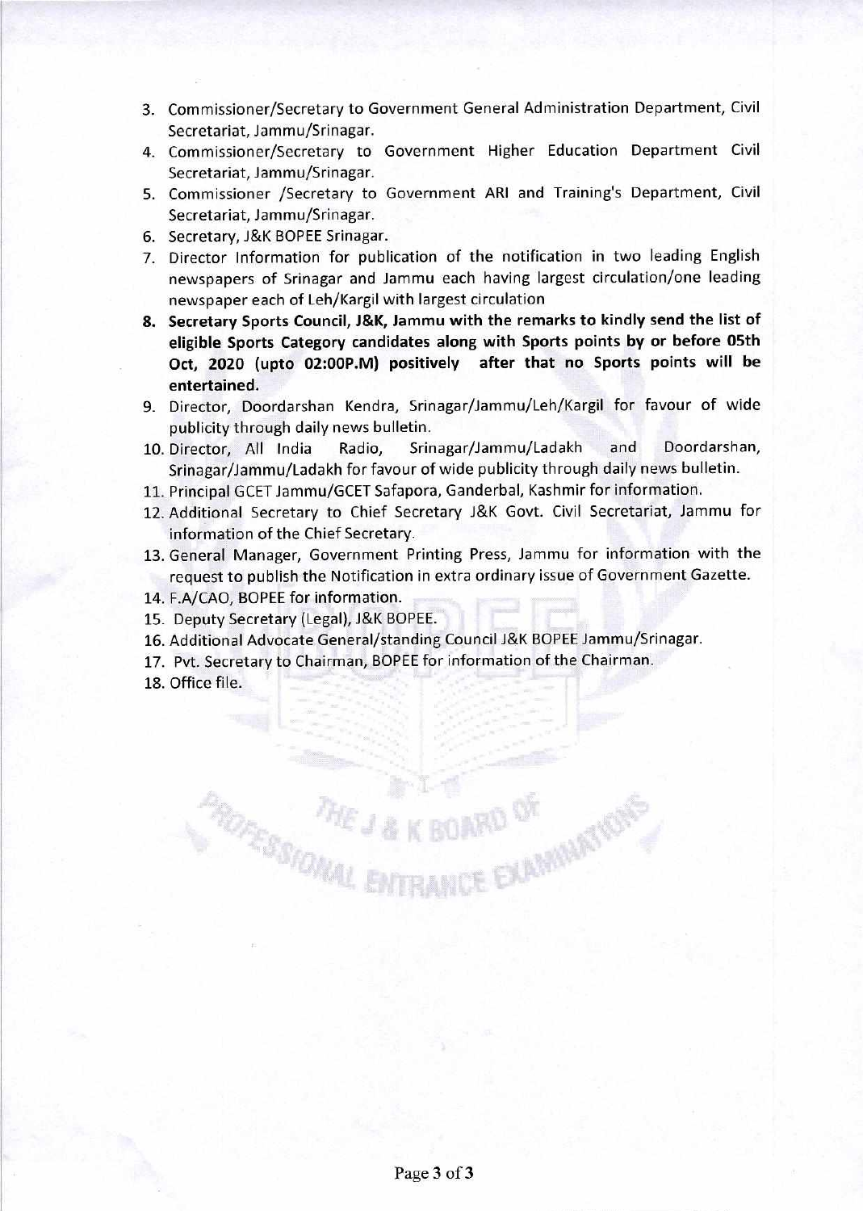3. Commissioner/Secretary to Government General Administration Department, Civil Secretariat, Jammu/Srinagar.
4. Commissioner/Secretary to Government Higher Education Department Civil Secretariat, Jammu/Srinagar.
5. Commissioner /Secretary to Government ARI and Training's Department, Civil Secretariat, Jammu/Srinagar.
6. Secretary, J&K BOPEE Srinagar.
7. Director Information for publication of the notification in two leading English newspapers of Srinagar and Jammu each having largest circulation/one leading newspaper each of Leh/Kargil with largest circulation
8. **Secretary Sports Council, J&K, Jammu with the remarks to kindly send the list of eligible Sports Category candidates along with Sports points by or before 05th Oct, 2020 (upto 02:00P.M) positively after that no Sports points will be entertained.**
9. Director, Doordarshan Kendra, Srinagar/Jammu/Leh/Kargil for favour of wide publicity through daily news bulletin.
10. Director, All India Radio, Srinagar/Jammu/Ladakh and Doordarshan, Srinagar/Jammu/Ladakh for favour of wide publicity through daily news bulletin.
11. Principal GCET Jammu/GCET Safapora, Ganderbal, Kashmir for information.
12. Additional Secretary to Chief Secretary J&K Govt. Civil Secretariat, Jammu for information of the Chief Secretary.
13. General Manager, Government Printing Press, Jammu for information with the request to publish the Notification in extra ordinary issue of Government Gazette.
14. F.A/CAO, BOPEE for information.
15. Deputy Secretary (Legal), J&K BOPEE.
16. Additional Advocate General/standing Council J&K BOPEE Jammu/Srinagar.
17. Pvt. Secretary to Chairman, BOPEE for information of the Chairman.
18. Office file.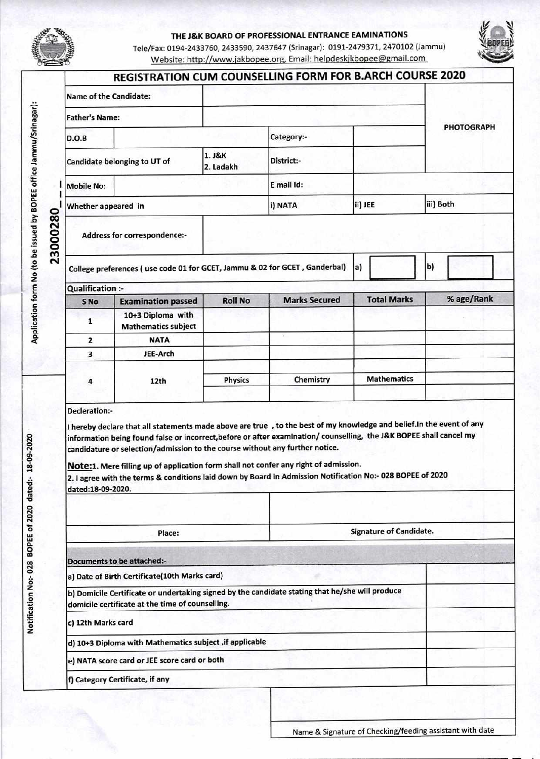# THE J&K BOARD OF PROFESSIONAL ENTRANCE EAMINATIONS

Tele/Fax: 0194-2433760, 2433590, 2437647 (Srinagar): 0191-2479371, 2470102 (Jammu)
Website: http://www.jakbopee.org, Email: helpdeskjkbopee@gmail.com

Application form No (to be issued by BOPEE office Jammu/Srinagar): 23000280

Notification No:- 028 BOPEE of 2020 dated:- 18-09-2020

## REGISTRATION CUM COUNSELLING FORM FOR B.ARCH COURSE 2020

| | | | | |
|---|---|---|---|---|
| Name of the Candidate: | | | | PHOTOGRAPH |
| Father's Name: | | | | |
| D.O.B | | Category:- | | |
| Candidate belonging to UT of | 1. J&K 2. Ladakh | District:- | | |
| Mobile No: | | E mail Id: | | |
| Whether appeared in | | i) NATA | ii) JEE | iii) Both |
| Address for correspondence:- | | | | |
| College preferences ( use code 01 for GCET, Jammu & 02 for GCET , Ganderbal) | | | a) | b) |

**Qualification :-**

| S No | Examination passed | Roll No | Marks Secured | Total Marks | % age/Rank |
|---|---|---|---|---|---|
| 1 | 10+3 Diploma with Mathematics subject | | | | |
| 2 | NATA | | | | |
| 3 | JEE-Arch | | | | |
| 4 | 12th | | | | |
| | | Physics | Chemistry | Mathematics | |
| | | | | | |

**Decleration:-**

I hereby declare that all statements made above are true , to the best of my knowledge and belief.In the event of any information being found false or incorrect,before or after examination/ counselling, the J&K BOPEE shall cancel my candidature or selection/admission to the course without any further notice.

**Note:**1. Mere filling up of application form shall not confer any right of admission.
2. I agree with the terms & conditions laid down by Board in Admission Notification No:- 028 BOPEE of 2020 dated:18-09-2020.

| | |
|---|---|
| Place: | Signature of Candidate. |

| Documents to be attached:- | |
|---|---|
| a) Date of Birth Certificate(10th Marks card) | |
| b) Domicile Certificate or undertaking signed by the candidate stating that he/she will produce domicile certificate at the time of counselling. | |
| c) 12th Marks card | |
| d) 10+3 Diploma with Mathematics subject ,if applicable | |
| e) NATA score card or JEE score card or both | |
| f) Category Certificate, if any | |

Name & Signature of Checking/feeding assistant with date